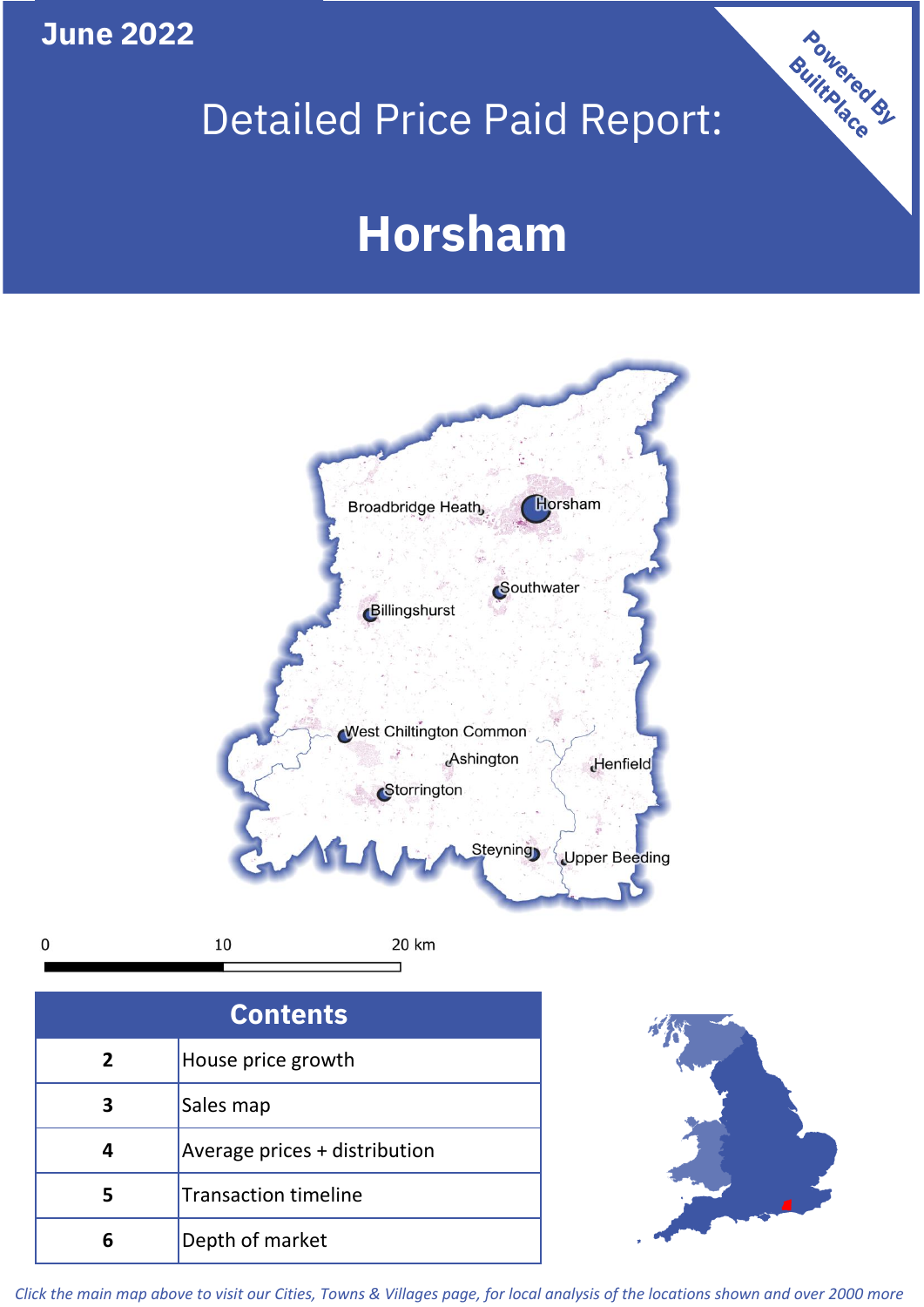June 2022

# Detailed Price Paid Report:

# Horsham

Powered By BuiltPlace

Broadbridge Heath
Horsham
Southwater
Billingshurst
West Chiltington Common
Ashington
Henfield
Storrington
Steyning
Upper Beeding

0 10 20 km

| Contents | |
|---|---|
| 2 | House price growth |
| 3 | Sales map |
| 4 | Average prices + distribution |
| 5 | Transaction timeline |
| 6 | Depth of market |

*Click the main map above to visit our Cities, Towns & Villages page, for local analysis of the locations shown and over 2000 more*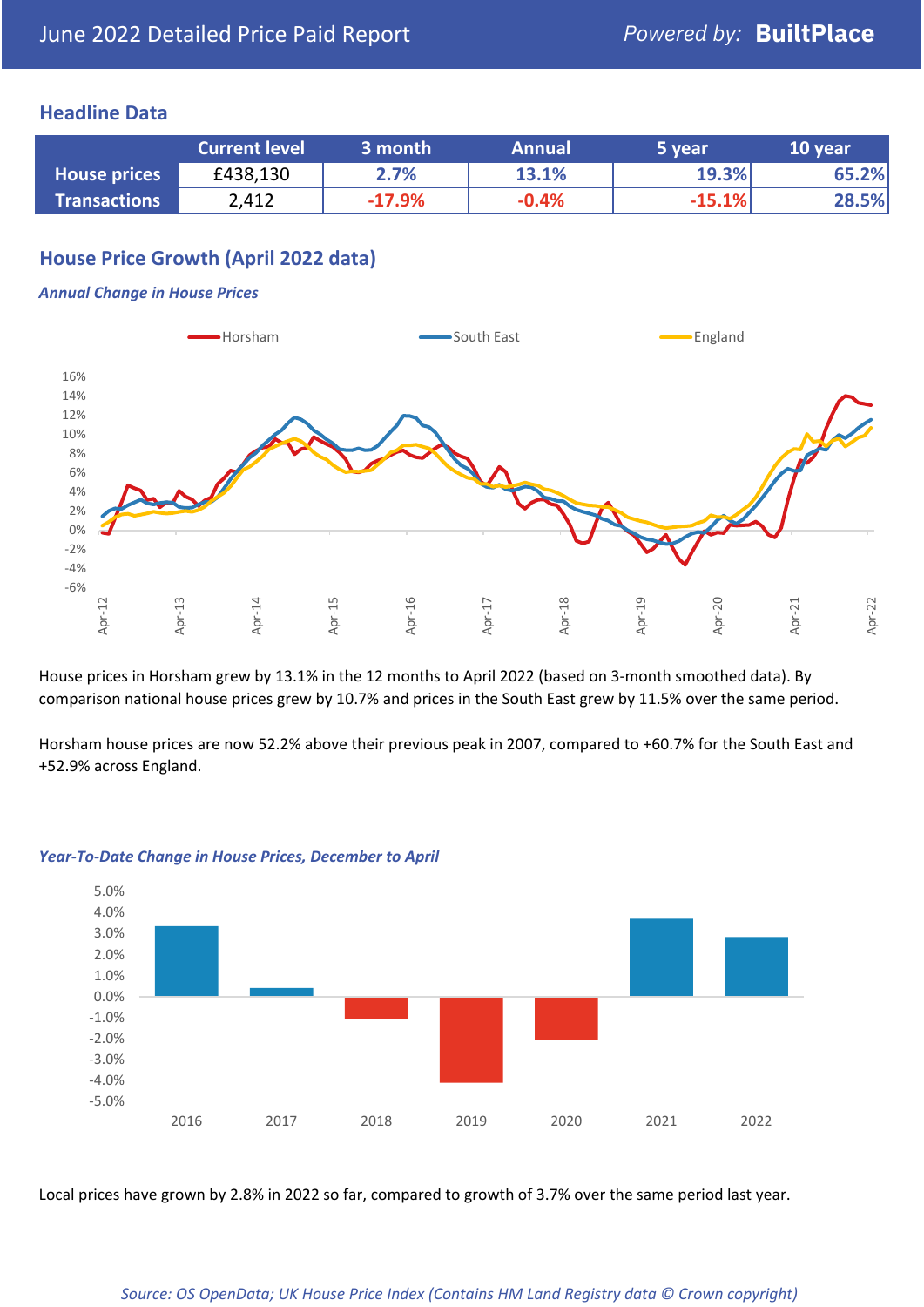June 2022 Detailed Price Paid Report

Powered by: **BuiltPlace**

## Headline Data

| | Current level | 3 month | Annual | 5 year | 10 year |
|---|---|---|---|---|---|
| **House prices** | £438,130 | 2.7% | 13.1% | 19.3% | 65.2% |
| **Transactions** | 2,412 | -17.9% | -0.4% | -15.1% | 28.5% |

## House Price Growth (April 2022 data)

### *Annual Change in House Prices*

House prices in Horsham grew by 13.1% in the 12 months to April 2022 (based on 3-month smoothed data). By comparison national house prices grew by 10.7% and prices in the South East grew by 11.5% over the same period.

Horsham house prices are now 52.2% above their previous peak in 2007, compared to +60.7% for the South East and +52.9% across England.

### *Year-To-Date Change in House Prices, December to April*

Local prices have grown by 2.8% in 2022 so far, compared to growth of 3.7% over the same period last year.

*Source: OS OpenData; UK House Price Index (Contains HM Land Registry data © Crown copyright)*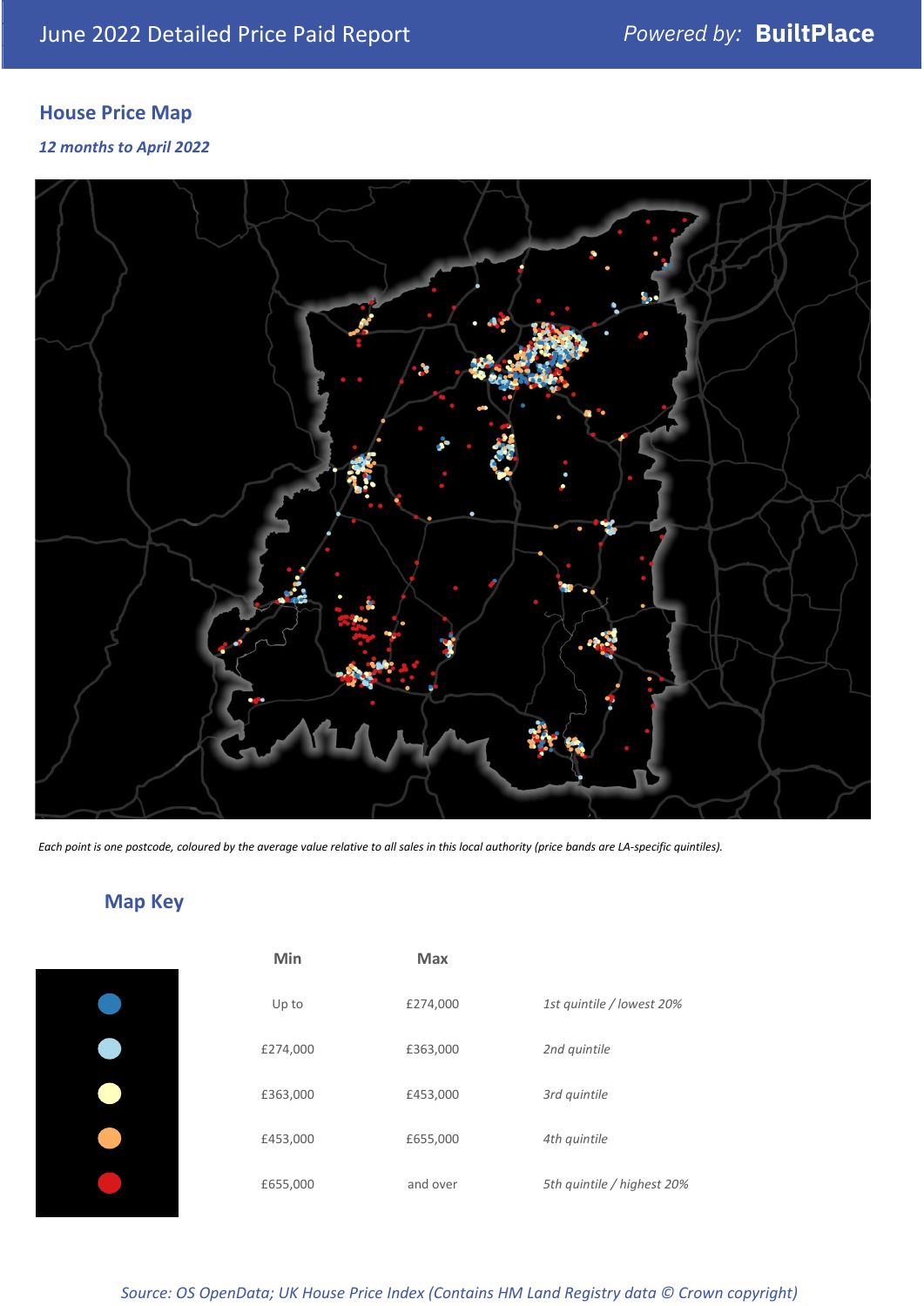June 2022 Detailed Price Paid Report

Powered by: **BuiltPlace**

## House Price Map

*12 months to April 2022*

*Each point is one postcode, coloured by the average value relative to all sales in this local authority (price bands are LA-specific quintiles).*

## Map Key

| Min | Max | |
|---|---|---|
| Up to | £274,000 | *1st quintile / lowest 20%* |
| £274,000 | £363,000 | *2nd quintile* |
| £363,000 | £453,000 | *3rd quintile* |
| £453,000 | £655,000 | *4th quintile* |
| £655,000 | and over | *5th quintile / highest 20%* |

*Source: OS OpenData; UK House Price Index (Contains HM Land Registry data © Crown copyright)*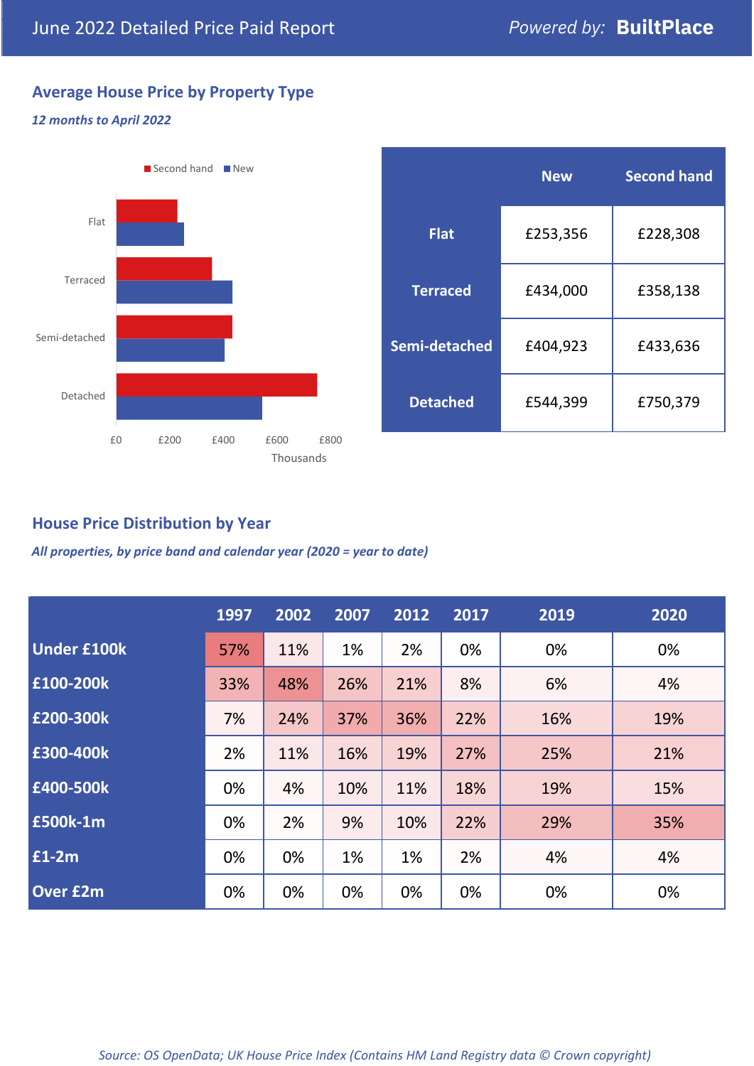# June 2022 Detailed Price Paid Report

Powered by: **BuiltPlace**

## Average House Price by Property Type

*12 months to April 2022*

|  | New | Second hand |
|---|---|---|
| **Flat** | £253,356 | £228,308 |
| **Terraced** | £434,000 | £358,138 |
| **Semi-detached** | £404,923 | £433,636 |
| **Detached** | £544,399 | £750,379 |

## House Price Distribution by Year

*All properties, by price band and calendar year (2020 = year to date)*

|  | 1997 | 2002 | 2007 | 2012 | 2017 | 2019 | 2020 |
|---|---|---|---|---|---|---|---|
| **Under £100k** | 57% | 11% | 1% | 2% | 0% | 0% | 0% |
| **£100-200k** | 33% | 48% | 26% | 21% | 8% | 6% | 4% |
| **£200-300k** | 7% | 24% | 37% | 36% | 22% | 16% | 19% |
| **£300-400k** | 2% | 11% | 16% | 19% | 27% | 25% | 21% |
| **£400-500k** | 0% | 4% | 10% | 11% | 18% | 19% | 15% |
| **£500k-1m** | 0% | 2% | 9% | 10% | 22% | 29% | 35% |
| **£1-2m** | 0% | 0% | 1% | 1% | 2% | 4% | 4% |
| **Over £2m** | 0% | 0% | 0% | 0% | 0% | 0% | 0% |

*Source: OS OpenData; UK House Price Index (Contains HM Land Registry data © Crown copyright)*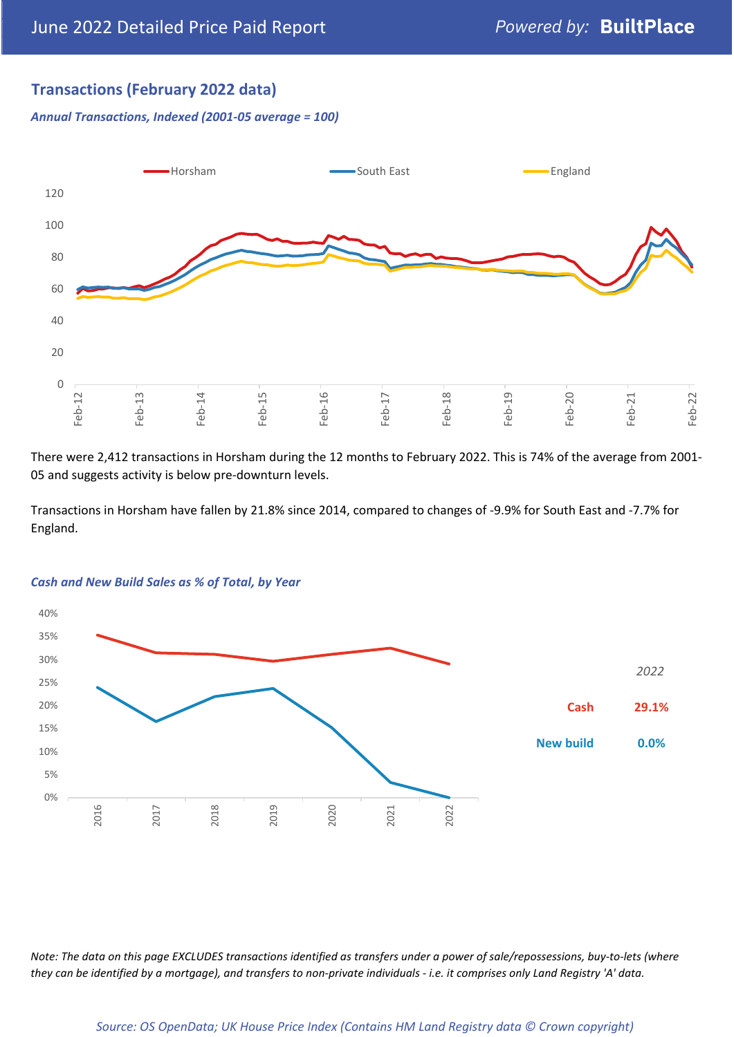## Transactions (February 2022 data)

*Annual Transactions, Indexed (2001-05 average = 100)*

There were 2,412 transactions in Horsham during the 12 months to February 2022. This is 74% of the average from 2001-05 and suggests activity is below pre-downturn levels.

Transactions in Horsham have fallen by 21.8% since 2014, compared to changes of -9.9% for South East and -7.7% for England.

*Cash and New Build Sales as % of Total, by Year*

| 2022 | |
|---|---|
| Cash | 29.1% |
| New build | 0.0% |

*Note: The data on this page EXCLUDES transactions identified as transfers under a power of sale/repossessions, buy-to-lets (where they can be identified by a mortgage), and transfers to non-private individuals - i.e. it comprises only Land Registry 'A' data.*

*Source: OS OpenData; UK House Price Index (Contains HM Land Registry data © Crown copyright)*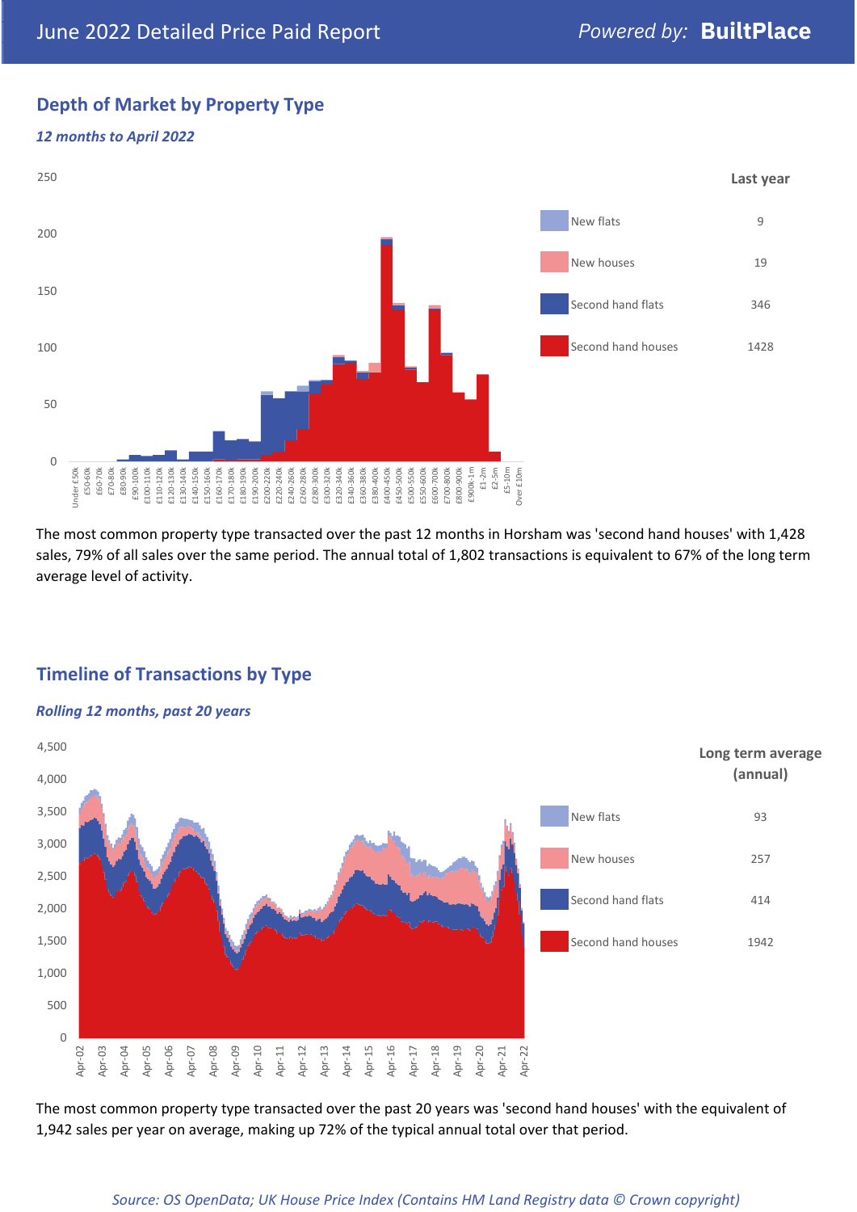June 2022 Detailed Price Paid Report

*Powered by:* **BuiltPlace**

## Depth of Market by Property Type

*12 months to April 2022*

250
200
150
100
50
0

Under £50k, £50-60k, £60-70k, £70-80k, £80-90k, £90-100k, £100-110k, £110-120k, £120-130k, £130-140k, £140-150k, £150-160k, £160-170k, £170-180k, £180-190k, £190-200k, £200-220k, £220-240k, £240-260k, £260-280k, £280-300k, £300-320k, £320-340k, £340-360k, £360-380k, £380-400k, £400-450k, £450-500k, £500-550k, £550-600k, £600-700k, £700-800k, £800-900k, £900k-1m, £1-2m, £2-5m, £5-10m, Over £10m

Last year

New flats 9

New houses 19

Second hand flats 346

Second hand houses 1428

The most common property type transacted over the past 12 months in Horsham was 'second hand houses' with 1,428 sales, 79% of all sales over the same period. The annual total of 1,802 transactions is equivalent to 67% of the long term average level of activity.

## Timeline of Transactions by Type

*Rolling 12 months, past 20 years*

4,500
4,000
3,500
3,000
2,500
2,000
1,500
1,000
500
0

Apr-02, Apr-03, Apr-04, Apr-05, Apr-06, Apr-07, Apr-08, Apr-09, Apr-10, Apr-11, Apr-12, Apr-13, Apr-14, Apr-15, Apr-16, Apr-17, Apr-18, Apr-19, Apr-20, Apr-21, Apr-22

Long term average (annual)

New flats 93

New houses 257

Second hand flats 414

Second hand houses 1942

The most common property type transacted over the past 20 years was 'second hand houses' with the equivalent of 1,942 sales per year on average, making up 72% of the typical annual total over that period.

*Source: OS OpenData; UK House Price Index (Contains HM Land Registry data © Crown copyright)*